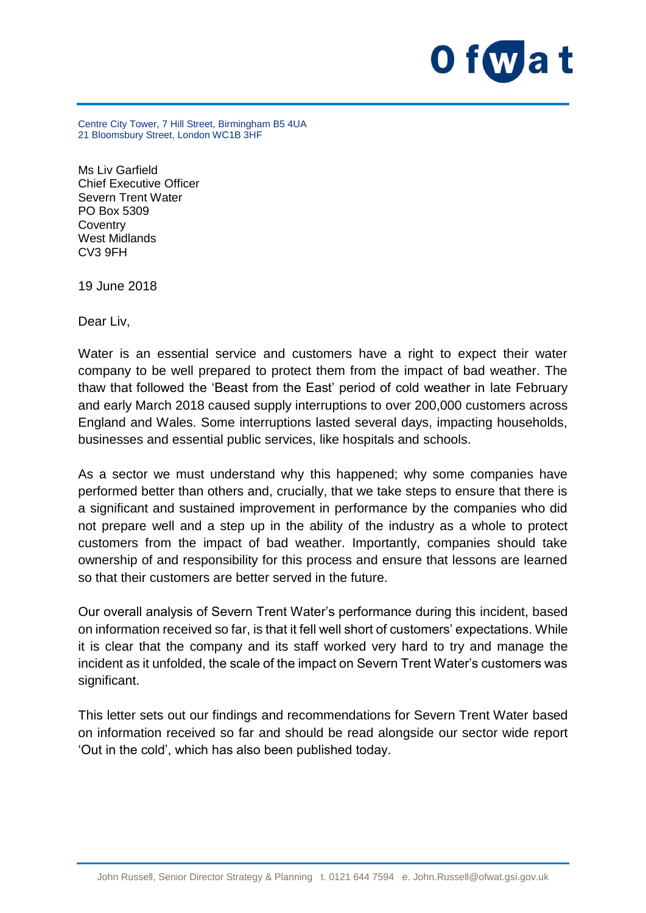Ofwat

Centre City Tower, 7 Hill Street, Birmingham B5 4UA
21 Bloomsbury Street, London WC1B 3HF

Ms Liv Garfield
Chief Executive Officer
Severn Trent Water
PO Box 5309
Coventry
West Midlands
CV3 9FH

19 June 2018

Dear Liv,

Water is an essential service and customers have a right to expect their water company to be well prepared to protect them from the impact of bad weather. The thaw that followed the 'Beast from the East' period of cold weather in late February and early March 2018 caused supply interruptions to over 200,000 customers across England and Wales. Some interruptions lasted several days, impacting households, businesses and essential public services, like hospitals and schools.

As a sector we must understand why this happened; why some companies have performed better than others and, crucially, that we take steps to ensure that there is a significant and sustained improvement in performance by the companies who did not prepare well and a step up in the ability of the industry as a whole to protect customers from the impact of bad weather. Importantly, companies should take ownership of and responsibility for this process and ensure that lessons are learned so that their customers are better served in the future.

Our overall analysis of Severn Trent Water's performance during this incident, based on information received so far, is that it fell well short of customers' expectations. While it is clear that the company and its staff worked very hard to try and manage the incident as it unfolded, the scale of the impact on Severn Trent Water's customers was significant.

This letter sets out our findings and recommendations for Severn Trent Water based on information received so far and should be read alongside our sector wide report 'Out in the cold', which has also been published today.

John Russell, Senior Director Strategy & Planning t. 0121 644 7594 e. John.Russell@ofwat.gsi.gov.uk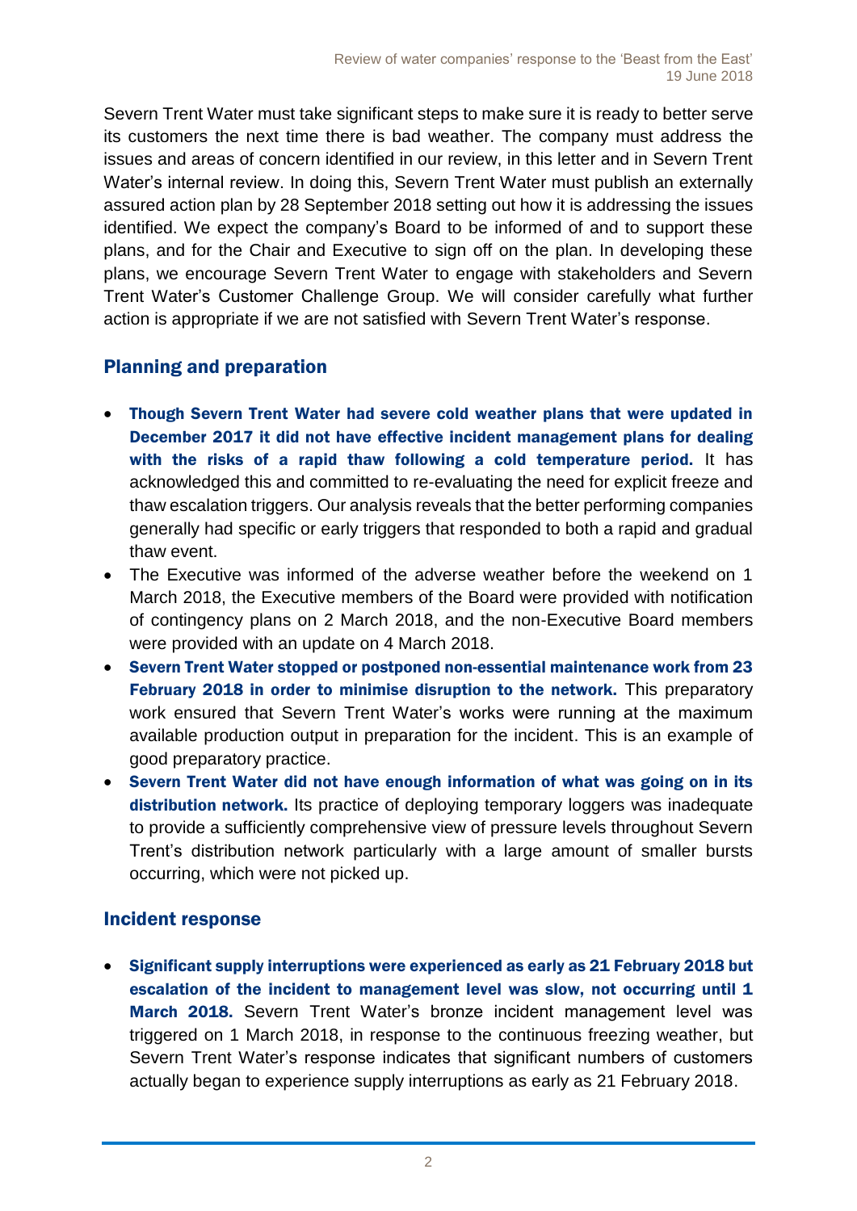Severn Trent Water must take significant steps to make sure it is ready to better serve its customers the next time there is bad weather. The company must address the issues and areas of concern identified in our review, in this letter and in Severn Trent Water's internal review. In doing this, Severn Trent Water must publish an externally assured action plan by 28 September 2018 setting out how it is addressing the issues identified. We expect the company's Board to be informed of and to support these plans, and for the Chair and Executive to sign off on the plan. In developing these plans, we encourage Severn Trent Water to engage with stakeholders and Severn Trent Water's Customer Challenge Group. We will consider carefully what further action is appropriate if we are not satisfied with Severn Trent Water's response.

## Planning and preparation

- **Though Severn Trent Water had severe cold weather plans that were updated in December 2017 it did not have effective incident management plans for dealing with the risks of a rapid thaw following a cold temperature period.** It has acknowledged this and committed to re-evaluating the need for explicit freeze and thaw escalation triggers. Our analysis reveals that the better performing companies generally had specific or early triggers that responded to both a rapid and gradual thaw event.
- The Executive was informed of the adverse weather before the weekend on 1 March 2018, the Executive members of the Board were provided with notification of contingency plans on 2 March 2018, and the non-Executive Board members were provided with an update on 4 March 2018.
- **Severn Trent Water stopped or postponed non-essential maintenance work from 23 February 2018 in order to minimise disruption to the network.** This preparatory work ensured that Severn Trent Water's works were running at the maximum available production output in preparation for the incident. This is an example of good preparatory practice.
- **Severn Trent Water did not have enough information of what was going on in its distribution network.** Its practice of deploying temporary loggers was inadequate to provide a sufficiently comprehensive view of pressure levels throughout Severn Trent's distribution network particularly with a large amount of smaller bursts occurring, which were not picked up.

## Incident response

- **Significant supply interruptions were experienced as early as 21 February 2018 but escalation of the incident to management level was slow, not occurring until 1 March 2018.** Severn Trent Water's bronze incident management level was triggered on 1 March 2018, in response to the continuous freezing weather, but Severn Trent Water's response indicates that significant numbers of customers actually began to experience supply interruptions as early as 21 February 2018.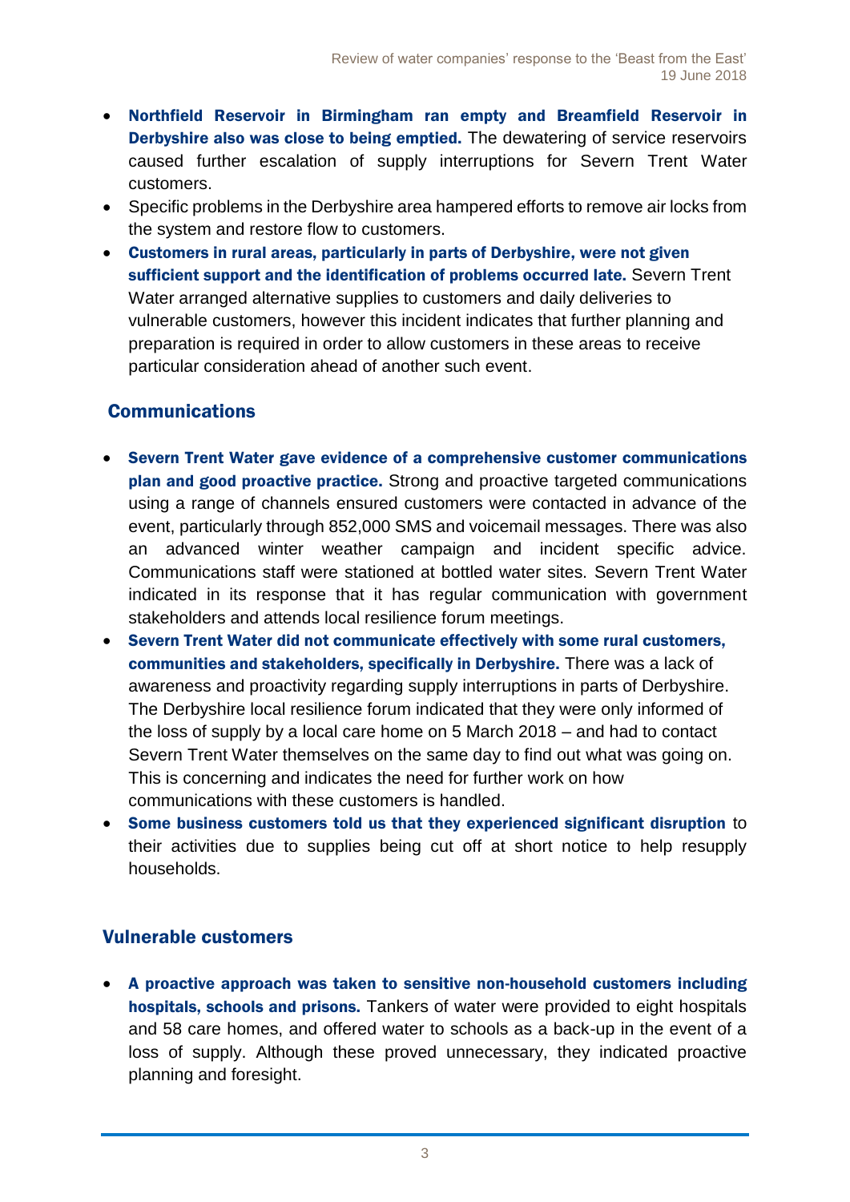- **Northfield Reservoir in Birmingham ran empty and Breamfield Reservoir in Derbyshire also was close to being emptied.** The dewatering of service reservoirs caused further escalation of supply interruptions for Severn Trent Water customers.
- Specific problems in the Derbyshire area hampered efforts to remove air locks from the system and restore flow to customers.
- **Customers in rural areas, particularly in parts of Derbyshire, were not given sufficient support and the identification of problems occurred late.** Severn Trent Water arranged alternative supplies to customers and daily deliveries to vulnerable customers, however this incident indicates that further planning and preparation is required in order to allow customers in these areas to receive particular consideration ahead of another such event.

## Communications

- **Severn Trent Water gave evidence of a comprehensive customer communications plan and good proactive practice.** Strong and proactive targeted communications using a range of channels ensured customers were contacted in advance of the event, particularly through 852,000 SMS and voicemail messages. There was also an advanced winter weather campaign and incident specific advice. Communications staff were stationed at bottled water sites. Severn Trent Water indicated in its response that it has regular communication with government stakeholders and attends local resilience forum meetings.
- **Severn Trent Water did not communicate effectively with some rural customers, communities and stakeholders, specifically in Derbyshire.** There was a lack of awareness and proactivity regarding supply interruptions in parts of Derbyshire. The Derbyshire local resilience forum indicated that they were only informed of the loss of supply by a local care home on 5 March 2018 – and had to contact Severn Trent Water themselves on the same day to find out what was going on. This is concerning and indicates the need for further work on how communications with these customers is handled.
- **Some business customers told us that they experienced significant disruption** to their activities due to supplies being cut off at short notice to help resupply households.

## Vulnerable customers

- **A proactive approach was taken to sensitive non-household customers including hospitals, schools and prisons.** Tankers of water were provided to eight hospitals and 58 care homes, and offered water to schools as a back-up in the event of a loss of supply. Although these proved unnecessary, they indicated proactive planning and foresight.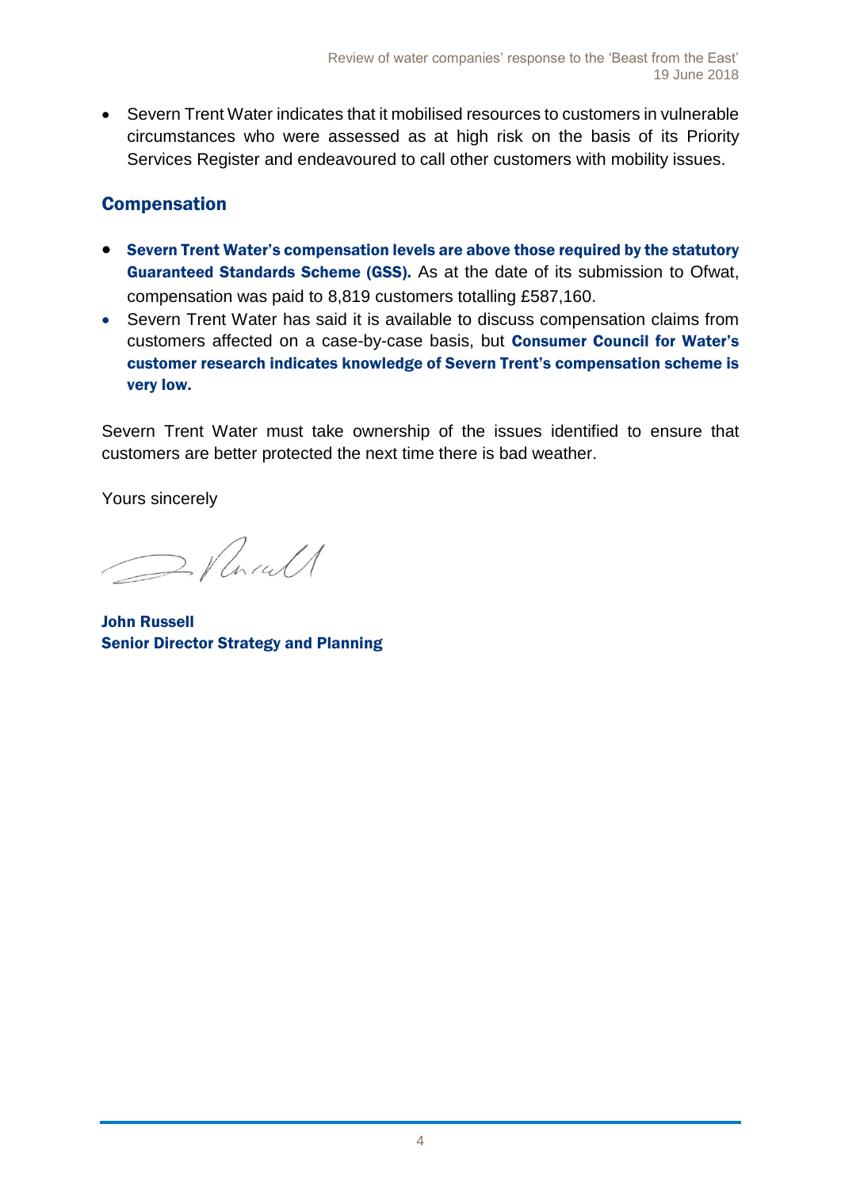- Severn Trent Water indicates that it mobilised resources to customers in vulnerable circumstances who were assessed as at high risk on the basis of its Priority Services Register and endeavoured to call other customers with mobility issues.

## Compensation

- **Severn Trent Water's compensation levels are above those required by the statutory Guaranteed Standards Scheme (GSS).** As at the date of its submission to Ofwat, compensation was paid to 8,819 customers totalling £587,160.
- Severn Trent Water has said it is available to discuss compensation claims from customers affected on a case-by-case basis, but **Consumer Council for Water's customer research indicates knowledge of Severn Trent's compensation scheme is very low.**

Severn Trent Water must take ownership of the issues identified to ensure that customers are better protected the next time there is bad weather.

Yours sincerely

**John Russell**
**Senior Director Strategy and Planning**